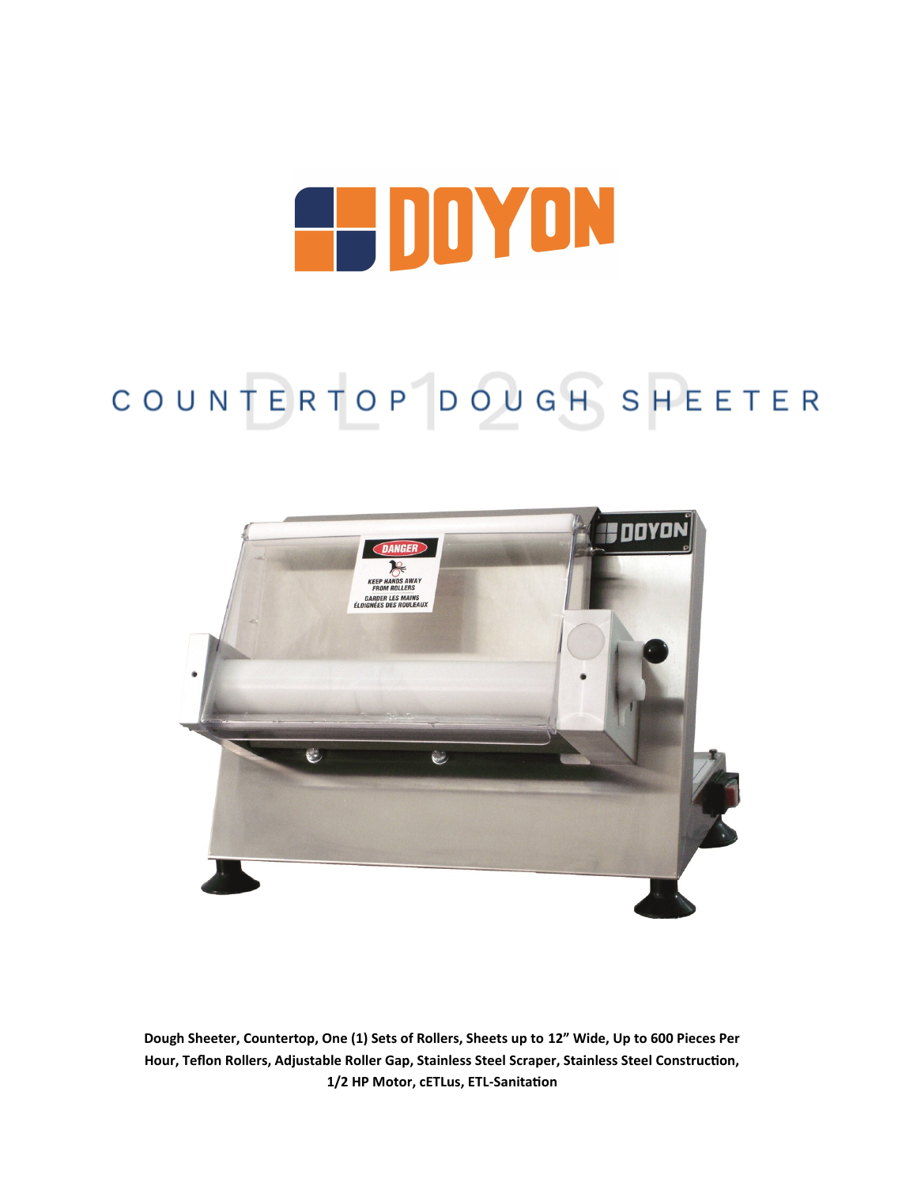# DOYON

## DL12SP

## COUNTERTOP DOUGH SHEETER

**Dough Sheeter, Countertop, One (1) Sets of Rollers, Sheets up to 12" Wide, Up to 600 Pieces Per Hour, Teflon Rollers, Adjustable Roller Gap, Stainless Steel Scraper, Stainless Steel Construction, 1/2 HP Motor, cETLus, ETL-Sanitation**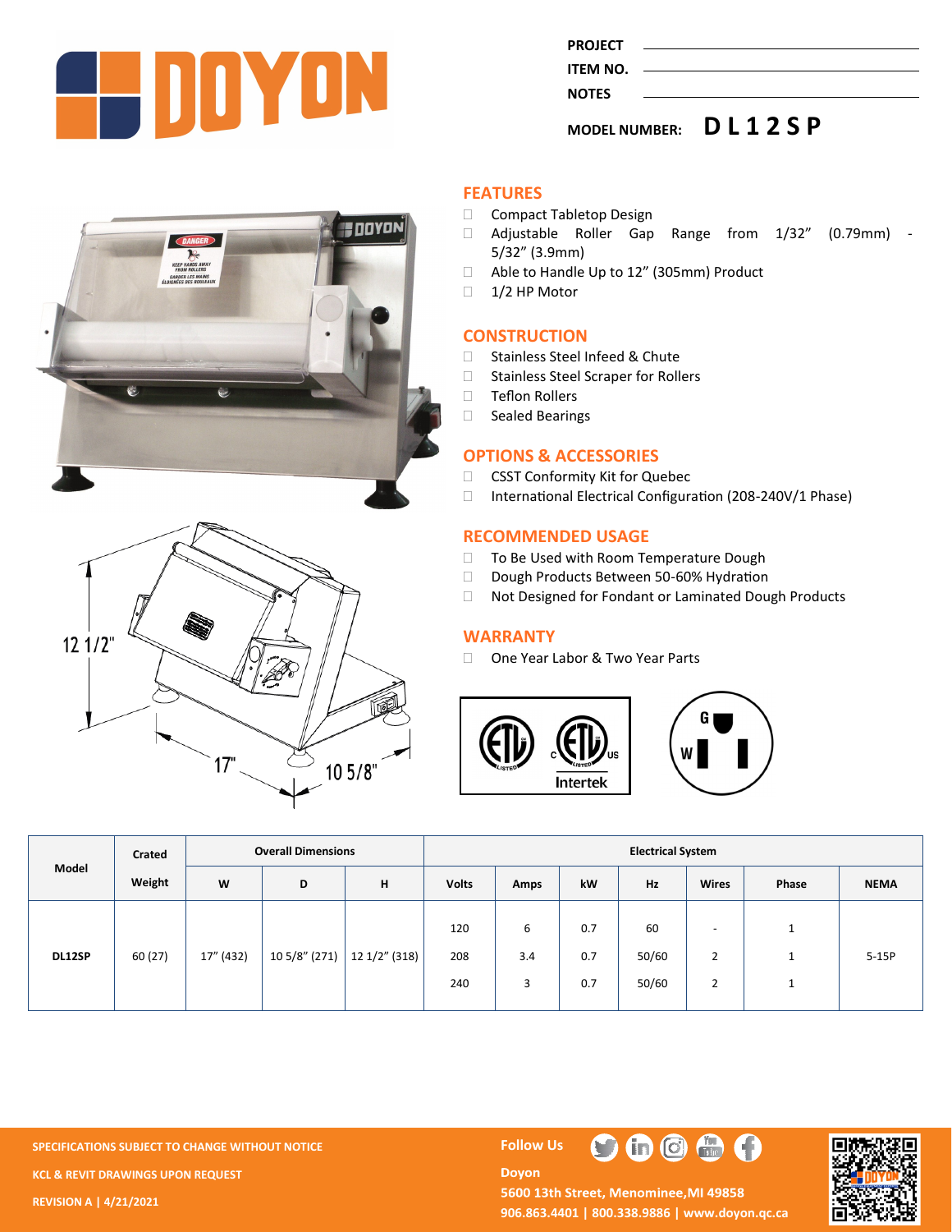DOYON

**PROJECT** \_\_\_\_\_\_\_\_\_\_\_\_\_\_\_\_

**ITEM NO.** \_\_\_\_\_\_\_\_\_\_\_\_\_\_\_\_

**NOTES** \_\_\_\_\_\_\_\_\_\_\_\_\_\_\_\_

**MODEL NUMBER: DL12SP**

## FEATURES

- Compact Tabletop Design
- Adjustable Roller Gap Range from 1/32” (0.79mm) - 5/32” (3.9mm)
- Able to Handle Up to 12” (305mm) Product
- 1/2 HP Motor

## CONSTRUCTION

- Stainless Steel Infeed & Chute
- Stainless Steel Scraper for Rollers
- Teflon Rollers
- Sealed Bearings

## OPTIONS & ACCESSORIES

- CSST Conformity Kit for Quebec
- International Electrical Configuration (208-240V/1 Phase)

## RECOMMENDED USAGE

- To Be Used with Room Temperature Dough
- Dough Products Between 50-60% Hydration
- Not Designed for Fondant or Laminated Dough Products

## WARRANTY

- One Year Labor & Two Year Parts

12 1/2"

17"

10 5/8"

Intertek

| Model | Crated Weight | Overall Dimensions | | | Electrical System | | | | | | |
|---|---|---|---|---|---|---|---|---|---|---|---|
| | | W | D | H | Volts | Amps | kW | Hz | Wires | Phase | NEMA |
| DL12SP | 60 (27) | 17” (432) | 10 5/8” (271) | 12 1/2” (318) | 120 | 6 | 0.7 | 60 | - | 1 | 5-15P |
| | | | | | 208 | 3.4 | 0.7 | 50/60 | 2 | 1 | |
| | | | | | 240 | 3 | 0.7 | 50/60 | 2 | 1 | |

**SPECIFICATIONS SUBJECT TO CHANGE WITHOUT NOTICE**

**KCL & REVIT DRAWINGS UPON REQUEST**

**REVISION A | 4/21/2021**

**Follow Us**

**Doyon**
**5600 13th Street, Menominee,MI 49858**
**906.863.4401 | 800.338.9886 | www.doyon.qc.ca**